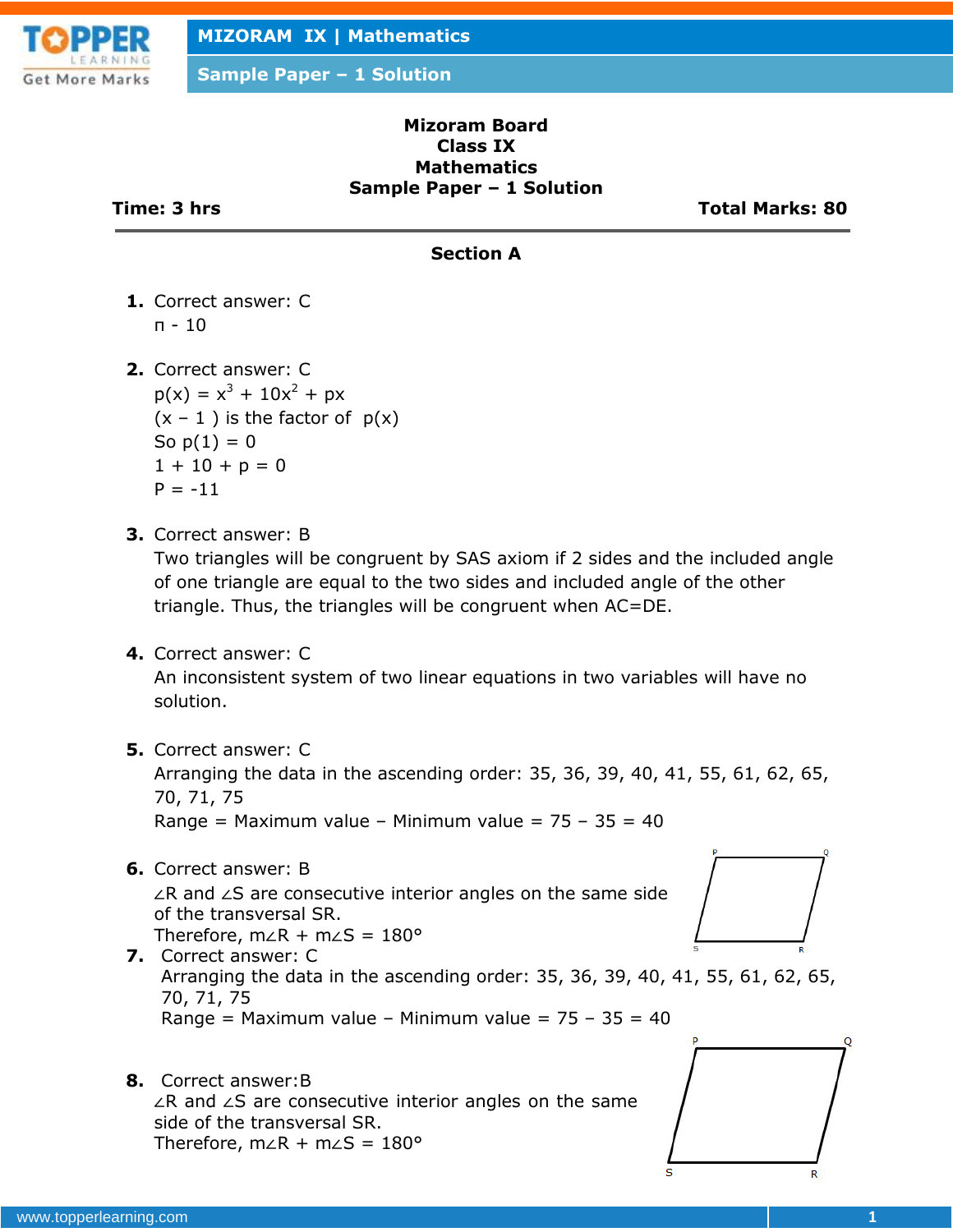**Mizoram Board**
**Class IX**
**Mathematics**
**Sample Paper – 1 Solution**

**Time: 3 hrs** **Total Marks: 80**

## Section A

1. Correct answer: C
   п - 10

2. Correct answer: C
   $p(x) = x^3 + 10x^2 + px$
   $(x - 1)$ is the factor of $p(x)$
   So $p(1) = 0$
   $1 + 10 + p = 0$
   $P = -11$

3. Correct answer: B
   Two triangles will be congruent by SAS axiom if 2 sides and the included angle of one triangle are equal to the two sides and included angle of the other triangle. Thus, the triangles will be congruent when AC=DE.

4. Correct answer: C
   An inconsistent system of two linear equations in two variables will have no solution.

5. Correct answer: C
   Arranging the data in the ascending order: 35, 36, 39, 40, 41, 55, 61, 62, 65, 70, 71, 75
   Range = Maximum value – Minimum value = 75 – 35 = 40

6. Correct answer: B
   $\angle R$ and $\angle S$ are consecutive interior angles on the same side of the transversal SR.
   Therefore, $m\angle R + m\angle S = 180°$

7. Correct answer: C
   Arranging the data in the ascending order: 35, 36, 39, 40, 41, 55, 61, 62, 65, 70, 71, 75
   Range = Maximum value – Minimum value = 75 – 35 = 40

8. Correct answer:B
   $\angle R$ and $\angle S$ are consecutive interior angles on the same side of the transversal SR.
   Therefore, $m\angle R + m\angle S = 180°$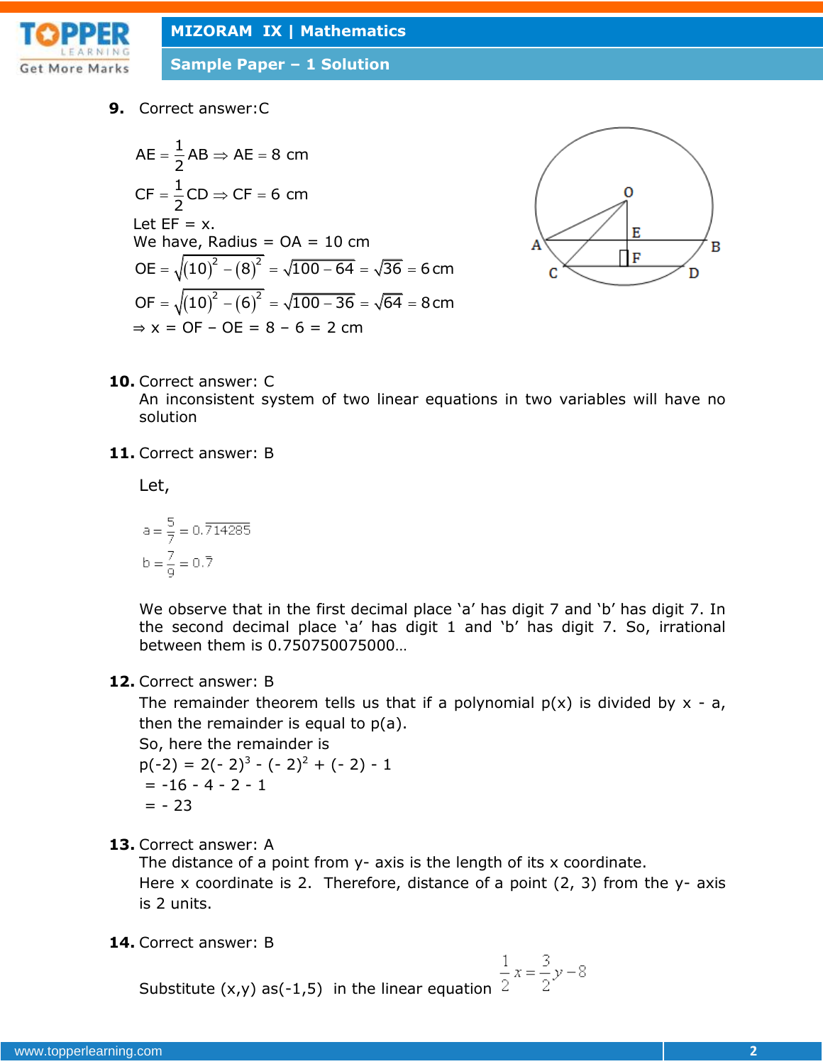**9.** Correct answer:C

$AE = \frac{1}{2}AB \Rightarrow AE = 8$ cm

$CF = \frac{1}{2}CD \Rightarrow CF = 6$ cm

Let EF = x.

We have, Radius = OA = 10 cm

$OE = \sqrt{(10)^2 - (8)^2} = \sqrt{100-64} = \sqrt{36} = 6\,\text{cm}$

$OF = \sqrt{(10)^2 - (6)^2} = \sqrt{100-36} = \sqrt{64} = 8\,\text{cm}$

$\Rightarrow x = OF - OE = 8 - 6 = 2$ cm

**10.** Correct answer: C

An inconsistent system of two linear equations in two variables will have no solution

**11.** Correct answer: B

Let,

$a = \frac{5}{7} = 0.\overline{714285}$

$b = \frac{7}{9} = 0.\overline{7}$

We observe that in the first decimal place 'a' has digit 7 and 'b' has digit 7. In the second decimal place 'a' has digit 1 and 'b' has digit 7. So, irrational between them is 0.750750075000…

**12.** Correct answer: B

The remainder theorem tells us that if a polynomial p(x) is divided by x - a, then the remainder is equal to p(a).

So, here the remainder is

$p(-2) = 2(-2)^3 - (-2)^2 + (-2) - 1$

$= -16 - 4 - 2 - 1$

$= -23$

**13.** Correct answer: A

The distance of a point from y- axis is the length of its x coordinate.

Here x coordinate is 2. Therefore, distance of a point (2, 3) from the y- axis is 2 units.

**14.** Correct answer: B

Substitute (x,y) as(-1,5) in the linear equation $\frac{1}{2}x = \frac{3}{2}y - 8$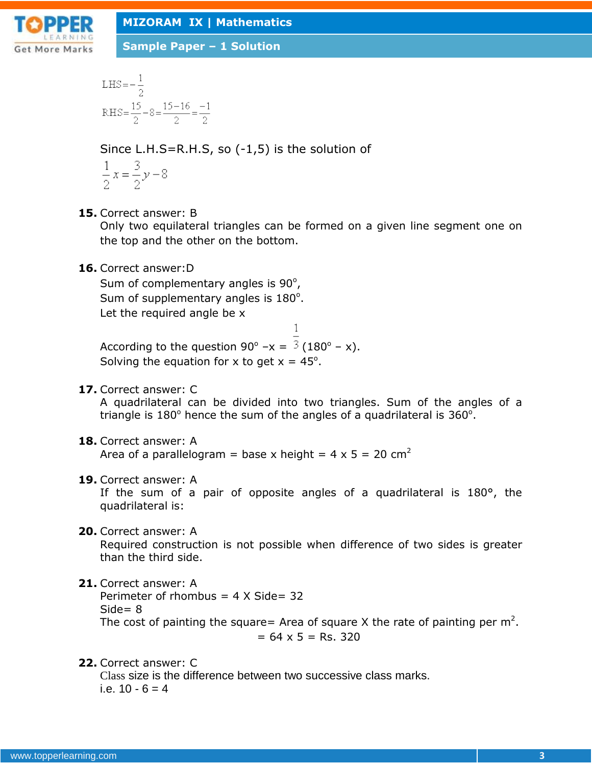$$\text{LHS} = -\frac{1}{2}$$

$$\text{RHS} = \frac{15}{2} - 8 = \frac{15-16}{2} = \frac{-1}{2}$$

Since L.H.S=R.H.S, so (-1,5) is the solution of

$$\frac{1}{2}x = \frac{3}{2}y - 8$$

**15.** Correct answer: B

Only two equilateral triangles can be formed on a given line segment one on the top and the other on the bottom.

**16.** Correct answer:D

Sum of complementary angles is $90^\circ$,

Sum of supplementary angles is $180^\circ$.

Let the required angle be x

According to the question $90^\circ - x = \frac{1}{3}(180^\circ - x)$.

Solving the equation for x to get $x = 45^\circ$.

**17.** Correct answer: C

A quadrilateral can be divided into two triangles. Sum of the angles of a triangle is $180^\circ$ hence the sum of the angles of a quadrilateral is $360^\circ$.

**18.** Correct answer: A

Area of a parallelogram = base x height = 4 x 5 = 20 $cm^2$

**19.** Correct answer: A

If the sum of a pair of opposite angles of a quadrilateral is 180°, the quadrilateral is:

**20.** Correct answer: A

Required construction is not possible when difference of two sides is greater than the third side.

**21.** Correct answer: A

Perimeter of rhombus = 4 X Side= 32

Side= 8

The cost of painting the square= Area of square X the rate of painting per $m^2$.

= 64 x 5 = Rs. 320

**22.** Correct answer: C

Class size is the difference between two successive class marks.

i.e. 10 - 6 = 4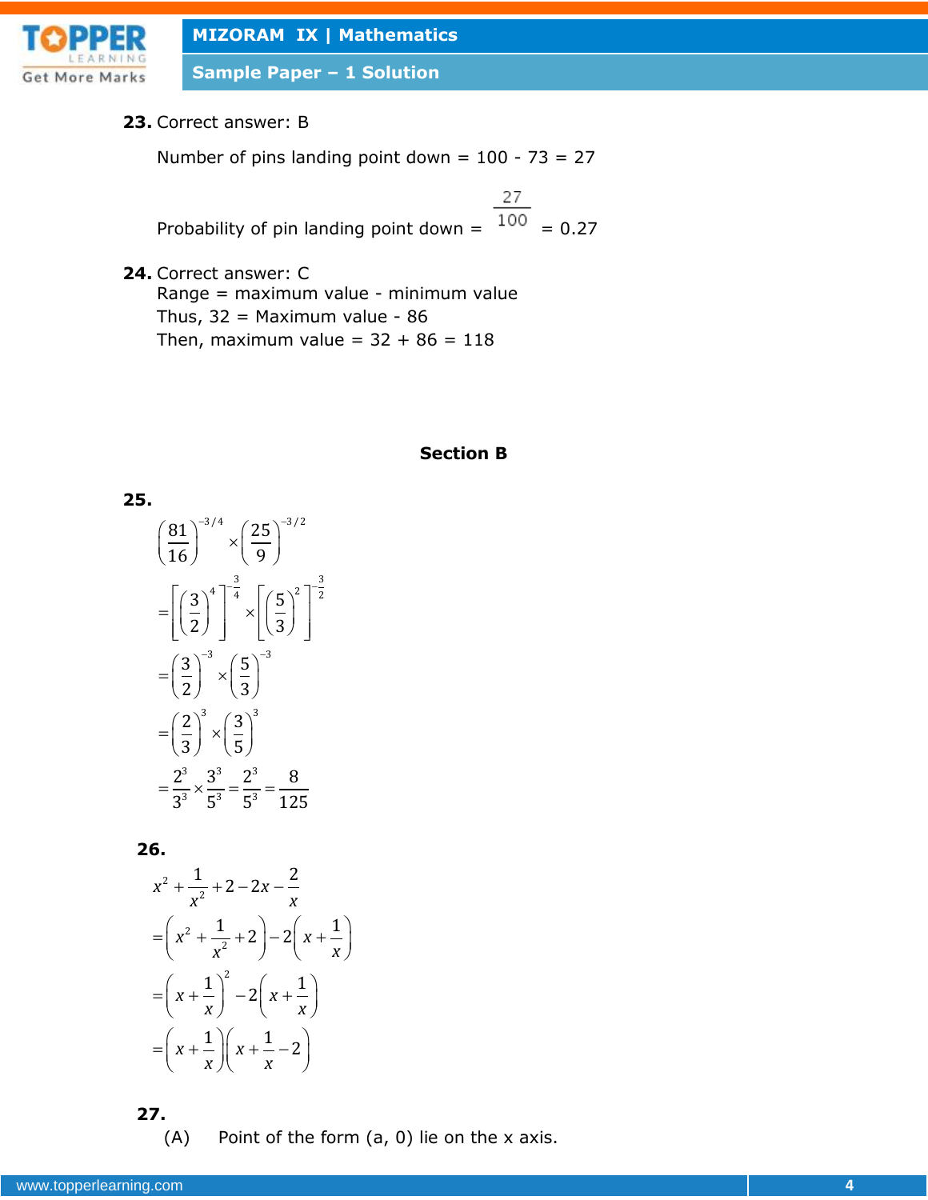**23.** Correct answer: B

Number of pins landing point down = 100 - 73 = 27

Probability of pin landing point down = $\dfrac{27}{100}$ = 0.27

**24.** Correct answer: C

Range = maximum value - minimum value

Thus, 32 = Maximum value - 86

Then, maximum value = 32 + 86 = 118

## Section B

**25.**

$$\left(\frac{81}{16}\right)^{-3/4} \times \left(\frac{25}{9}\right)^{-3/2}$$

$$= \left[\left(\frac{3}{2}\right)^{4}\right]^{-\frac{3}{4}} \times \left[\left(\frac{5}{3}\right)^{2}\right]^{-\frac{3}{2}}$$

$$= \left(\frac{3}{2}\right)^{-3} \times \left(\frac{5}{3}\right)^{-3}$$

$$= \left(\frac{2}{3}\right)^{3} \times \left(\frac{3}{5}\right)^{3}$$

$$= \frac{2^3}{3^3} \times \frac{3^3}{5^3} = \frac{2^3}{5^3} = \frac{8}{125}$$

**26.**

$$x^2 + \frac{1}{x^2} + 2 - 2x - \frac{2}{x}$$

$$= \left(x^2 + \frac{1}{x^2} + 2\right) - 2\left(x + \frac{1}{x}\right)$$

$$= \left(x + \frac{1}{x}\right)^2 - 2\left(x + \frac{1}{x}\right)$$

$$= \left(x + \frac{1}{x}\right)\left(x + \frac{1}{x} - 2\right)$$

**27.**

(A) Point of the form (a, 0) lie on the x axis.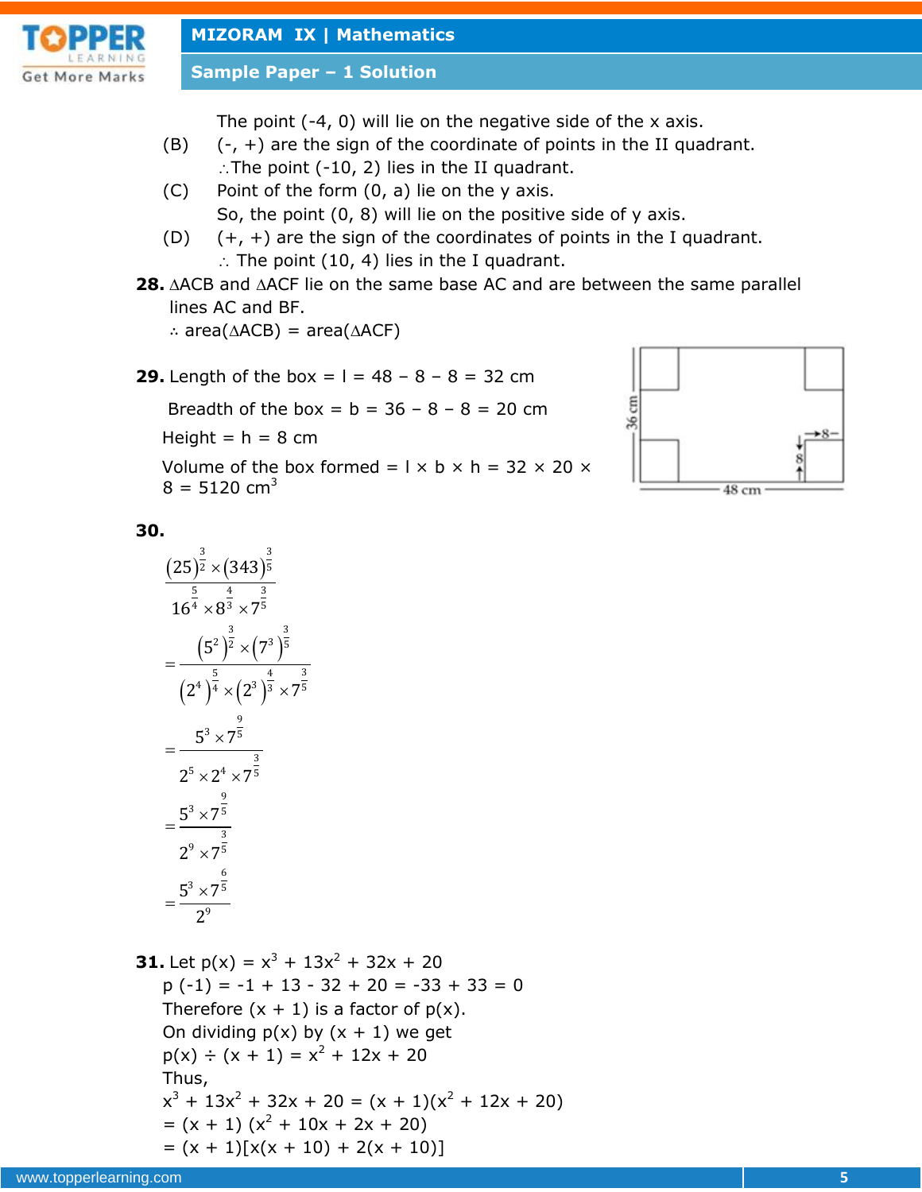The point (-4, 0) will lie on the negative side of the x axis.

(B) (-, +) are the sign of the coordinate of points in the II quadrant.
$\therefore$The point (-10, 2) lies in the II quadrant.

(C) Point of the form (0, a) lie on the y axis.
So, the point (0, 8) will lie on the positive side of y axis.

(D) (+, +) are the sign of the coordinates of points in the I quadrant.
$\therefore$ The point (10, 4) lies in the I quadrant.

**28.** $\Delta$ACB and $\Delta$ACF lie on the same base AC and are between the same parallel lines AC and BF.
$\therefore$ area($\Delta$ACB) = area($\Delta$ACF)

**29.** Length of the box = l = 48 – 8 – 8 = 32 cm

Breadth of the box = b = 36 – 8 – 8 = 20 cm

Height = h = 8 cm

Volume of the box formed = l × b × h = 32 × 20 × 8 = 5120 $cm^3$

**30.**

$$\frac{(25)^{\frac{3}{2}}\times(343)^{\frac{3}{5}}}{16^{\frac{5}{4}}\times8^{\frac{4}{3}}\times7^{\frac{3}{5}}}$$

$$=\frac{(5^2)^{\frac{3}{2}}\times(7^3)^{\frac{3}{5}}}{(2^4)^{\frac{5}{4}}\times(2^3)^{\frac{4}{3}}\times7^{\frac{3}{5}}}$$

$$=\frac{5^3\times7^{\frac{9}{5}}}{2^5\times2^4\times7^{\frac{3}{5}}}$$

$$=\frac{5^3\times7^{\frac{9}{5}}}{2^9\times7^{\frac{3}{5}}}$$

$$=\frac{5^3\times7^{\frac{6}{5}}}{2^9}$$

**31.** Let p(x) = $x^3 + 13x^2 + 32x + 20$
p (-1) = -1 + 13 - 32 + 20 = -33 + 33 = 0
Therefore (x + 1) is a factor of p(x).
On dividing p(x) by (x + 1) we get
p(x) ÷ (x + 1) = $x^2 + 12x + 20$
Thus,
$x^3 + 13x^2 + 32x + 20 = (x + 1)(x^2 + 12x + 20)$
$= (x + 1)(x^2 + 10x + 2x + 20)$
$= (x + 1)[x(x + 10) + 2(x + 10)]$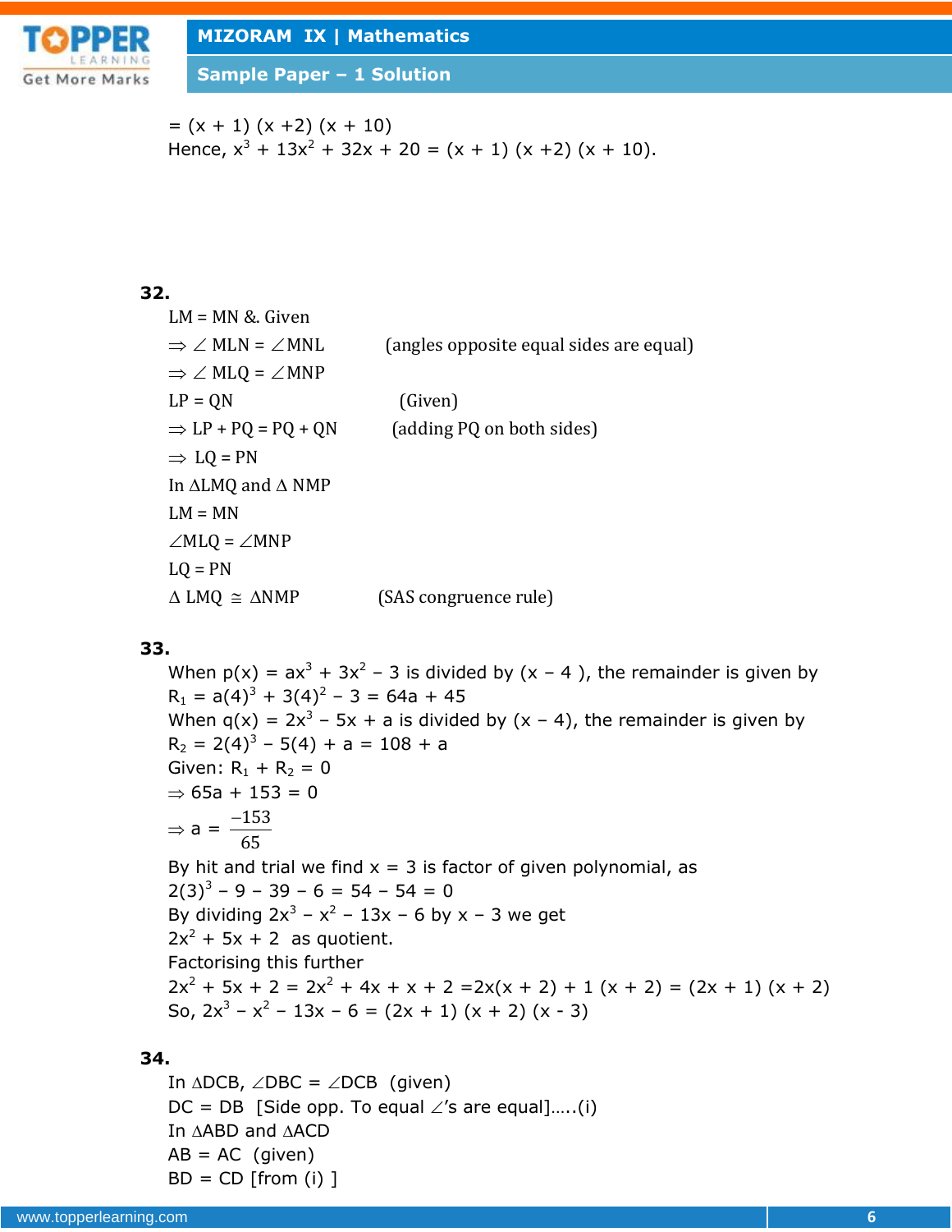$= (x + 1)(x + 2)(x + 10)$

Hence, $x^3 + 13x^2 + 32x + 20 = (x + 1)(x + 2)(x + 10)$.

**32.**

LM = MN & Given

$\Rightarrow \angle MLN = \angle MNL$ (angles opposite equal sides are equal)

$\Rightarrow \angle MLQ = \angle MNP$

LP = QN (Given)

$\Rightarrow$ LP + PQ = PQ + QN (adding PQ on both sides)

$\Rightarrow$ LQ = PN

In $\Delta LMQ$ and $\Delta NMP$

LM = MN

$\angle MLQ = \angle MNP$

LQ = PN

$\Delta LMQ \cong \Delta NMP$ (SAS congruence rule)

**33.**

When $p(x) = ax^3 + 3x^2 - 3$ is divided by $(x - 4)$, the remainder is given by

$R_1 = a(4)^3 + 3(4)^2 - 3 = 64a + 45$

When $q(x) = 2x^3 - 5x + a$ is divided by $(x - 4)$, the remainder is given by

$R_2 = 2(4)^3 - 5(4) + a = 108 + a$

Given: $R_1 + R_2 = 0$

$\Rightarrow 65a + 153 = 0$

$\Rightarrow a = \dfrac{-153}{65}$

By hit and trial we find $x = 3$ is factor of given polynomial, as

$2(3)^3 - 9 - 39 - 6 = 54 - 54 = 0$

By dividing $2x^3 - x^2 - 13x - 6$ by $x - 3$ we get

$2x^2 + 5x + 2$ as quotient.

Factorising this further

$2x^2 + 5x + 2 = 2x^2 + 4x + x + 2 = 2x(x + 2) + 1(x + 2) = (2x + 1)(x + 2)$

So, $2x^3 - x^2 - 13x - 6 = (2x + 1)(x + 2)(x - 3)$

**34.**

In $\Delta DCB$, $\angle DBC = \angle DCB$ (given)

DC = DB [Side opp. To equal $\angle$'s are equal].....(i)

In $\Delta ABD$ and $\Delta ACD$

AB = AC (given)

BD = CD [from (i) ]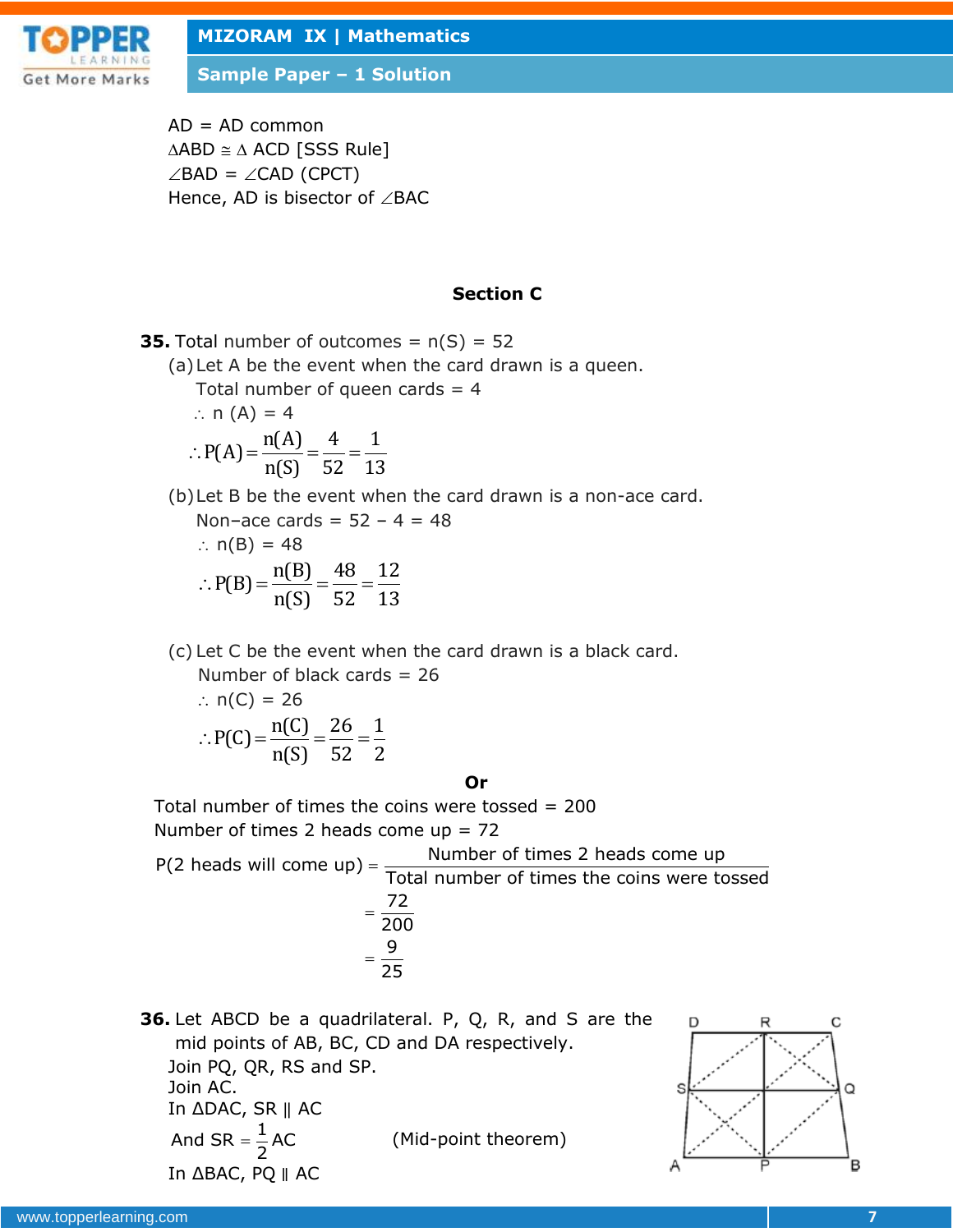AD = AD common

$\Delta ABD \cong \Delta ACD$ [SSS Rule]

$\angle BAD = \angle CAD$ (CPCT)

Hence, AD is bisector of $\angle BAC$

## Section C

**35.** Total number of outcomes = n(S) = 52

(a) Let A be the event when the card drawn is a queen.

Total number of queen cards = 4

$\therefore$ n (A) = 4

$$\therefore P(A) = \frac{n(A)}{n(S)} = \frac{4}{52} = \frac{1}{13}$$

(b) Let B be the event when the card drawn is a non-ace card.

Non–ace cards = 52 – 4 = 48

$\therefore$ n(B) = 48

$$\therefore P(B) = \frac{n(B)}{n(S)} = \frac{48}{52} = \frac{12}{13}$$

(c) Let C be the event when the card drawn is a black card.

Number of black cards = 26

$\therefore$ n(C) = 26

$$\therefore P(C) = \frac{n(C)}{n(S)} = \frac{26}{52} = \frac{1}{2}$$

**Or**

Total number of times the coins were tossed = 200

Number of times 2 heads come up = 72

$$\text{P(2 heads will come up)} = \frac{\text{Number of times 2 heads come up}}{\text{Total number of times the coins were tossed}} = \frac{72}{200} = \frac{9}{25}$$

**36.** Let ABCD be a quadrilateral. P, Q, R, and S are the mid points of AB, BC, CD and DA respectively.

Join PQ, QR, RS and SP.

Join AC.

In $\Delta DAC$, SR $\parallel$ AC

And SR $= \frac{1}{2}$AC (Mid-point theorem)

In $\Delta BAC$, PQ $\parallel$ AC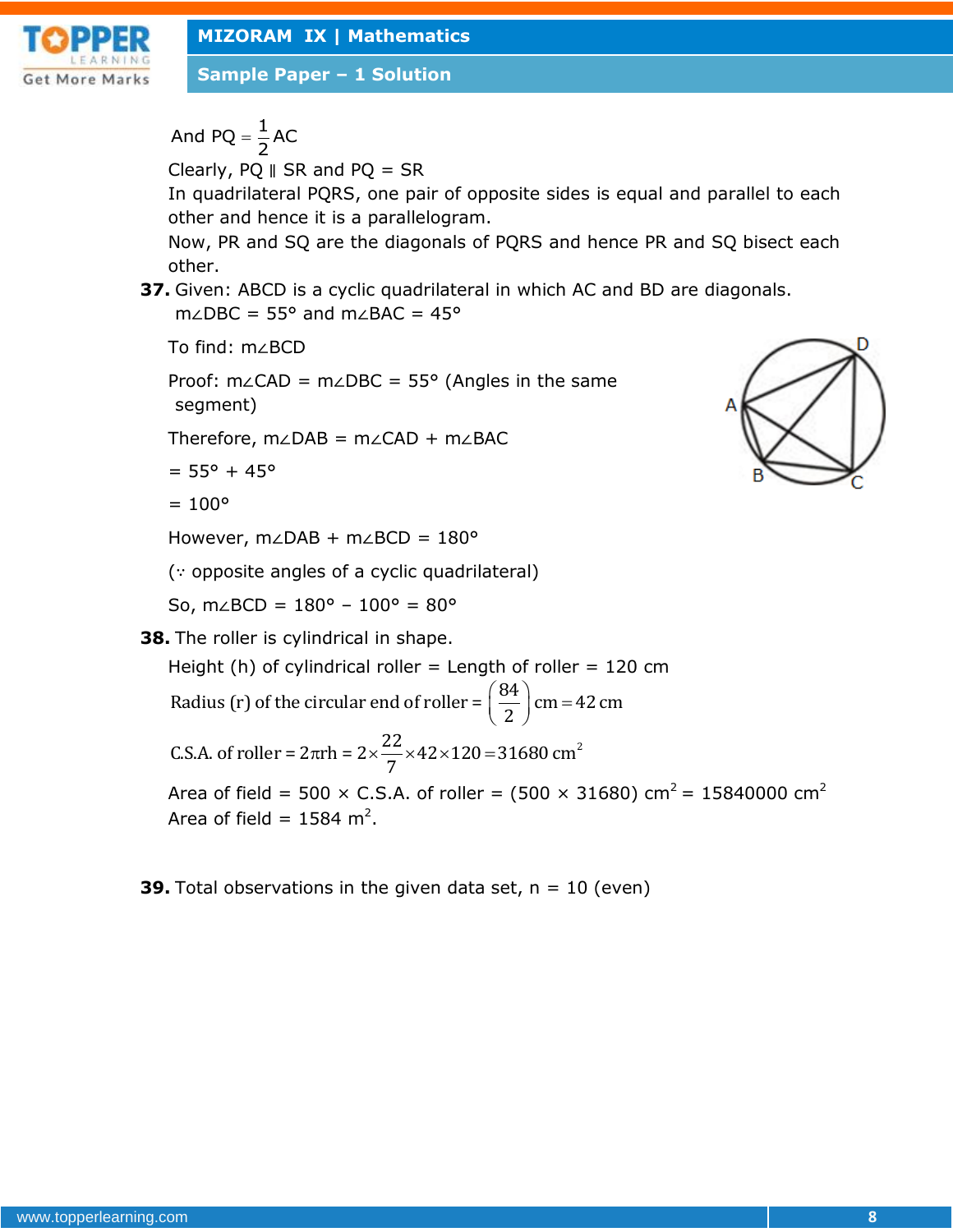And $PQ = \frac{1}{2}AC$

Clearly, PQ ∥ SR and PQ = SR

In quadrilateral PQRS, one pair of opposite sides is equal and parallel to each other and hence it is a parallelogram.

Now, PR and SQ are the diagonals of PQRS and hence PR and SQ bisect each other.

**37.** Given: ABCD is a cyclic quadrilateral in which AC and BD are diagonals.
$m\angle DBC = 55°$ and $m\angle BAC = 45°$

To find: $m\angle BCD$

Proof: $m\angle CAD = m\angle DBC = 55°$ (Angles in the same segment)

Therefore, $m\angle DAB = m\angle CAD + m\angle BAC$

$= 55° + 45°$

$= 100°$

However, $m\angle DAB + m\angle BCD = 180°$

($\because$ opposite angles of a cyclic quadrilateral)

So, $m\angle BCD = 180° - 100° = 80°$

**38.** The roller is cylindrical in shape.

Height (h) of cylindrical roller = Length of roller = 120 cm

Radius (r) of the circular end of roller $= \left(\frac{84}{2}\right) \text{cm} = 42 \text{ cm}$

C.S.A. of roller $= 2\pi rh = 2 \times \frac{22}{7} \times 42 \times 120 = 31680 \text{ cm}^2$

Area of field = 500 × C.S.A. of roller = (500 × 31680) $\text{cm}^2$ = 15840000 $\text{cm}^2$

Area of field = 1584 $\text{m}^2$.

**39.** Total observations in the given data set, n = 10 (even)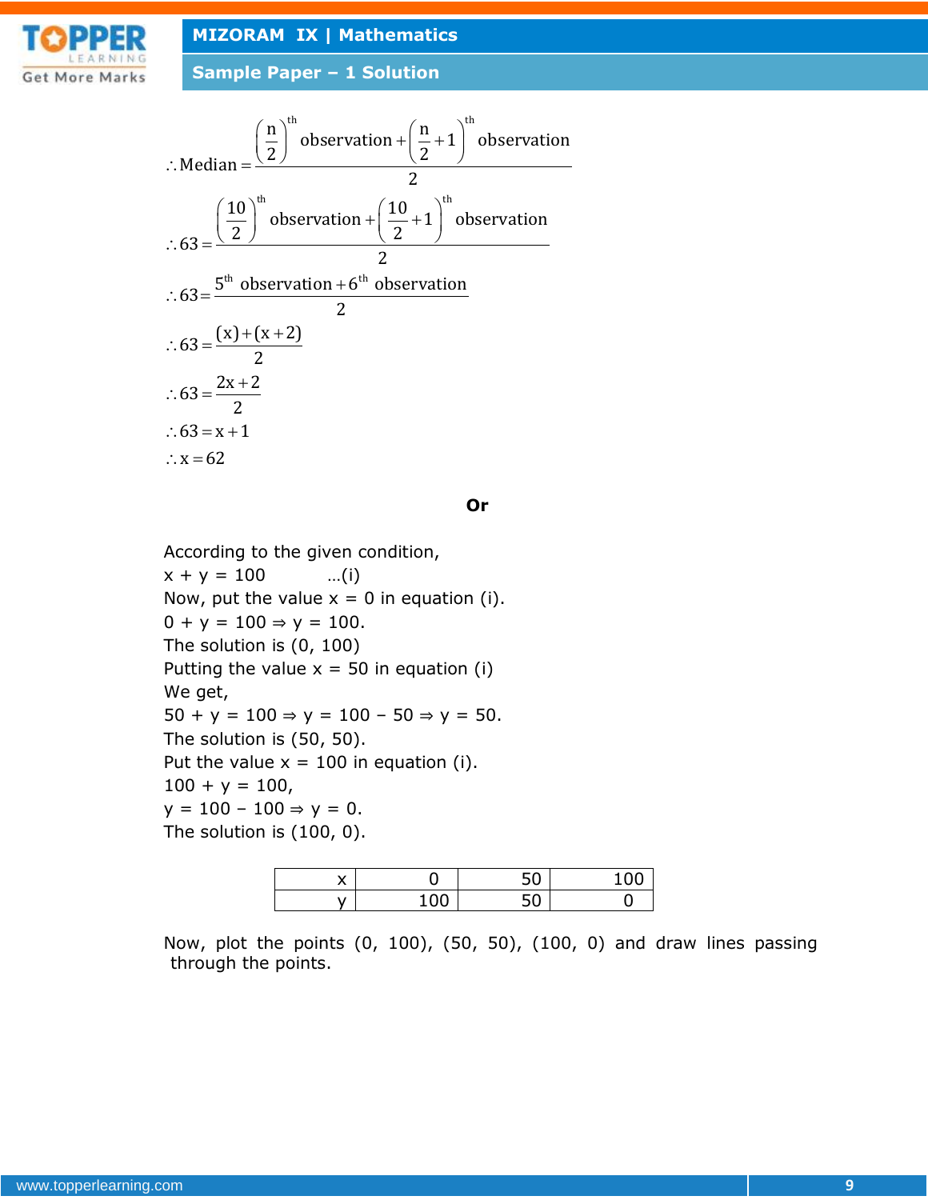$$\therefore \text{Median} = \frac{\left(\frac{n}{2}\right)^{th} \text{observation} + \left(\frac{n}{2}+1\right)^{th} \text{observation}}{2}$$

$$\therefore 63 = \frac{\left(\frac{10}{2}\right)^{th} \text{observation} + \left(\frac{10}{2}+1\right)^{th} \text{observation}}{2}$$

$$\therefore 63 = \frac{5^{th} \text{ observation} + 6^{th} \text{ observation}}{2}$$

$$\therefore 63 = \frac{(x)+(x+2)}{2}$$

$$\therefore 63 = \frac{2x+2}{2}$$

$$\therefore 63 = x+1$$

$$\therefore x = 62$$

**Or**

According to the given condition,

$x + y = 100$ ...(i)

Now, put the value $x = 0$ in equation (i).

$0 + y = 100 \Rightarrow y = 100$.

The solution is (0, 100)

Putting the value $x = 50$ in equation (i)

We get,

$50 + y = 100 \Rightarrow y = 100 - 50 \Rightarrow y = 50$.

The solution is (50, 50).

Put the value $x = 100$ in equation (i).

$100 + y = 100$,

$y = 100 - 100 \Rightarrow y = 0$.

The solution is (100, 0).

| x | 0 | 50 | 100 |
|---|---|---|---|
| y | 100 | 50 | 0 |

Now, plot the points (0, 100), (50, 50), (100, 0) and draw lines passing through the points.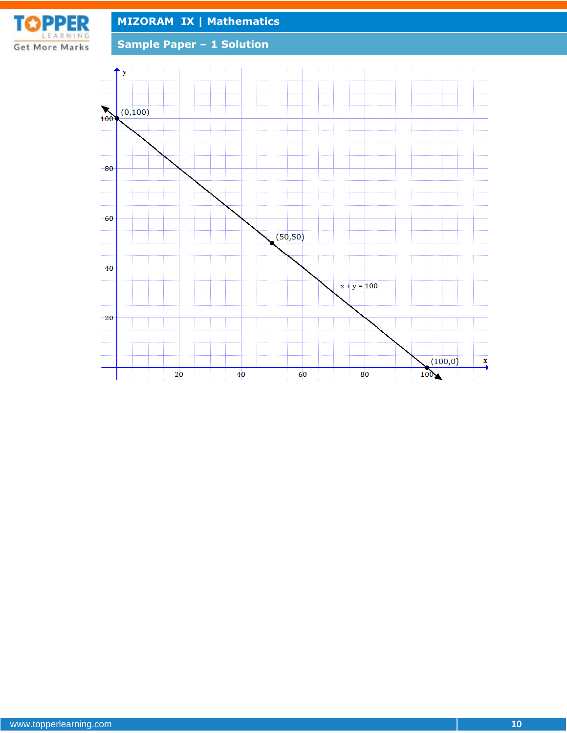(0,100)

(50,50)

x + y = 100

(100,0)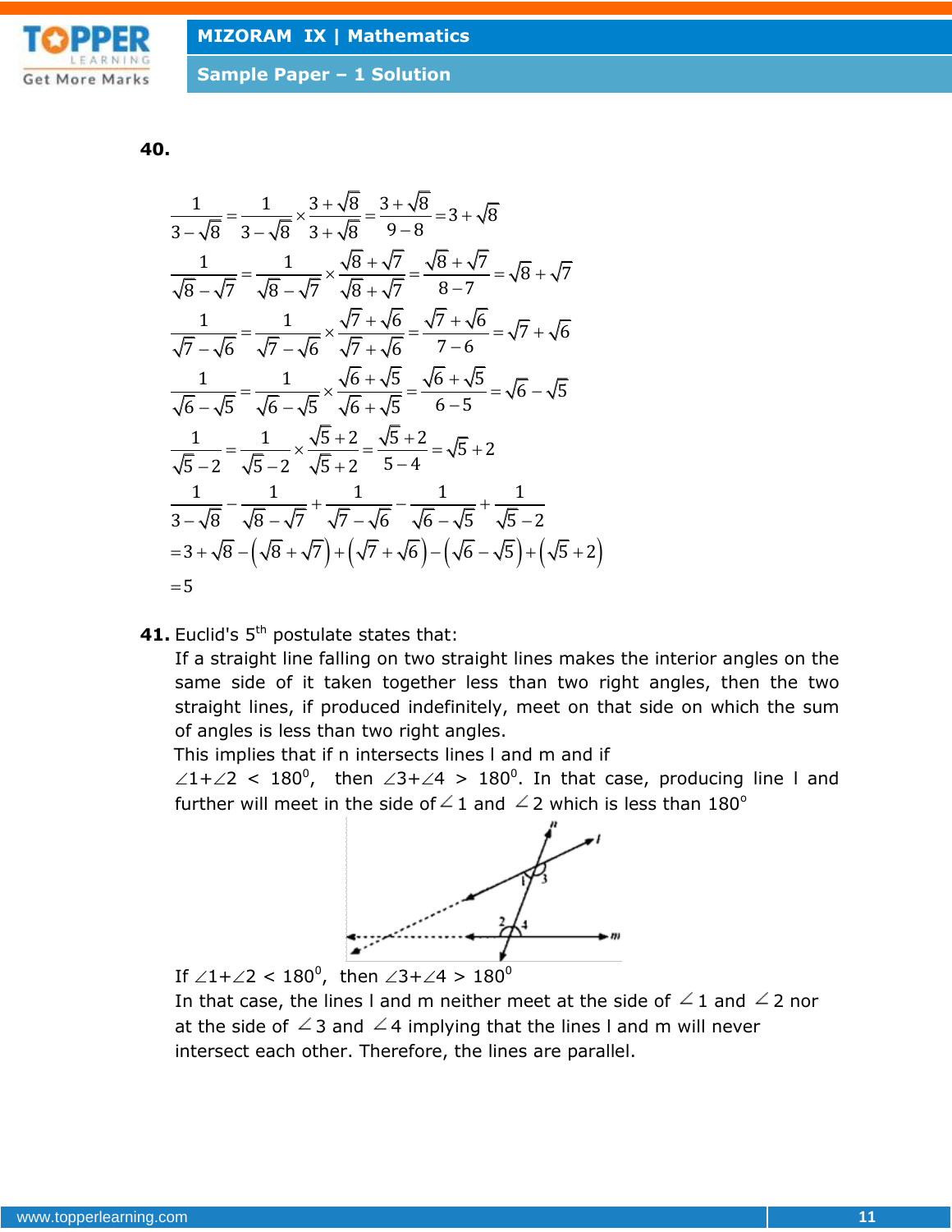**40.**

$$\frac{1}{3-\sqrt{8}} = \frac{1}{3-\sqrt{8}} \times \frac{3+\sqrt{8}}{3+\sqrt{8}} = \frac{3+\sqrt{8}}{9-8} = 3+\sqrt{8}$$

$$\frac{1}{\sqrt{8}-\sqrt{7}} = \frac{1}{\sqrt{8}-\sqrt{7}} \times \frac{\sqrt{8}+\sqrt{7}}{\sqrt{8}+\sqrt{7}} = \frac{\sqrt{8}+\sqrt{7}}{8-7} = \sqrt{8}+\sqrt{7}$$

$$\frac{1}{\sqrt{7}-\sqrt{6}} = \frac{1}{\sqrt{7}-\sqrt{6}} \times \frac{\sqrt{7}+\sqrt{6}}{\sqrt{7}+\sqrt{6}} = \frac{\sqrt{7}+\sqrt{6}}{7-6} = \sqrt{7}+\sqrt{6}$$

$$\frac{1}{\sqrt{6}-\sqrt{5}} = \frac{1}{\sqrt{6}-\sqrt{5}} \times \frac{\sqrt{6}+\sqrt{5}}{\sqrt{6}+\sqrt{5}} = \frac{\sqrt{6}+\sqrt{5}}{6-5} = \sqrt{6}-\sqrt{5}$$

$$\frac{1}{\sqrt{5}-2} = \frac{1}{\sqrt{5}-2} \times \frac{\sqrt{5}+2}{\sqrt{5}+2} = \frac{\sqrt{5}+2}{5-4} = \sqrt{5}+2$$

$$\frac{1}{3-\sqrt{8}} - \frac{1}{\sqrt{8}-\sqrt{7}} + \frac{1}{\sqrt{7}-\sqrt{6}} - \frac{1}{\sqrt{6}-\sqrt{5}} + \frac{1}{\sqrt{5}-2}$$

$$= 3+\sqrt{8}-\left(\sqrt{8}+\sqrt{7}\right)+\left(\sqrt{7}+\sqrt{6}\right)-\left(\sqrt{6}-\sqrt{5}\right)+\left(\sqrt{5}+2\right)$$

$$= 5$$

**41.** Euclid's 5th postulate states that:

If a straight line falling on two straight lines makes the interior angles on the same side of it taken together less than two right angles, then the two straight lines, if produced indefinitely, meet on that side on which the sum of angles is less than two right angles.

This implies that if n intersects lines l and m and if $\angle 1 + \angle 2 < 180^\circ$, then $\angle 3 + \angle 4 > 180^\circ$. In that case, producing line l and further will meet in the side of $\angle 1$ and $\angle 2$ which is less than $180^\circ$

If $\angle 1 + \angle 2 < 180^\circ$, then $\angle 3 + \angle 4 > 180^\circ$

In that case, the lines l and m neither meet at the side of $\angle 1$ and $\angle 2$ nor at the side of $\angle 3$ and $\angle 4$ implying that the lines l and m will never intersect each other. Therefore, the lines are parallel.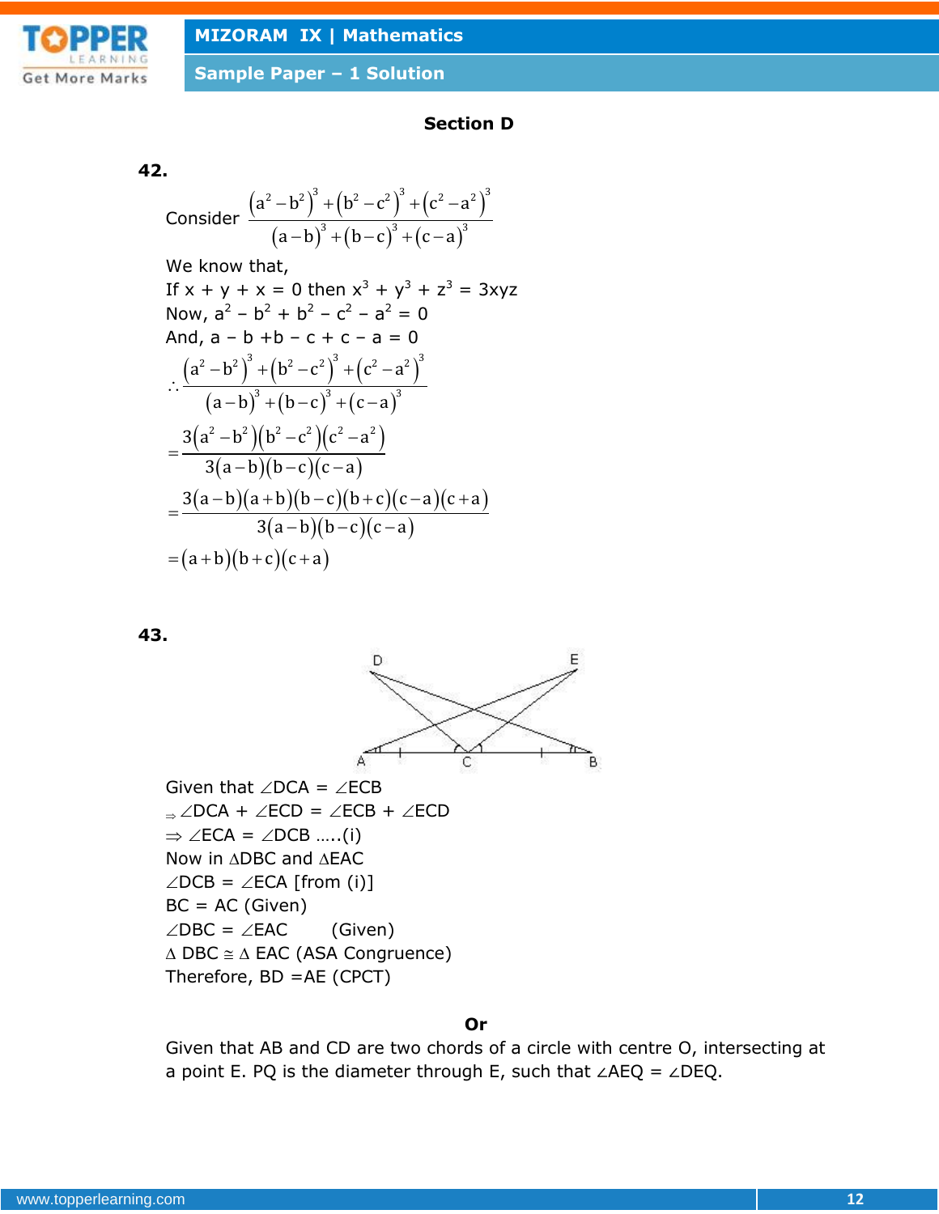## Section D

**42.**

Consider $\dfrac{(a^2-b^2)^3+(b^2-c^2)^3+(c^2-a^2)^3}{(a-b)^3+(b-c)^3+(c-a)^3}$

We know that,

If x + y + x = 0 then $x^3 + y^3 + z^3 = 3xyz$

Now, $a^2 - b^2 + b^2 - c^2 - a^2 = 0$

And, a – b +b – c + c – a = 0

$$\therefore \frac{(a^2-b^2)^3+(b^2-c^2)^3+(c^2-a^2)^3}{(a-b)^3+(b-c)^3+(c-a)^3}$$

$$=\frac{3(a^2-b^2)(b^2-c^2)(c^2-a^2)}{3(a-b)(b-c)(c-a)}$$

$$=\frac{3(a-b)(a+b)(b-c)(b+c)(c-a)(c+a)}{3(a-b)(b-c)(c-a)}$$

$$=(a+b)(b+c)(c+a)$$

**43.**

Given that ∠DCA = ∠ECB

$\Rightarrow$ ∠DCA + ∠ECD = ∠ECB + ∠ECD

$\Rightarrow$ ∠ECA = ∠DCB …..(i)

Now in ΔDBC and ΔEAC

∠DCB = ∠ECA [from (i)]

BC = AC (Given)

∠DBC = ∠EAC (Given)

Δ DBC ≅ Δ EAC (ASA Congruence)

Therefore, BD =AE (CPCT)

**Or**

Given that AB and CD are two chords of a circle with centre O, intersecting at a point E. PQ is the diameter through E, such that ∠AEQ = ∠DEQ.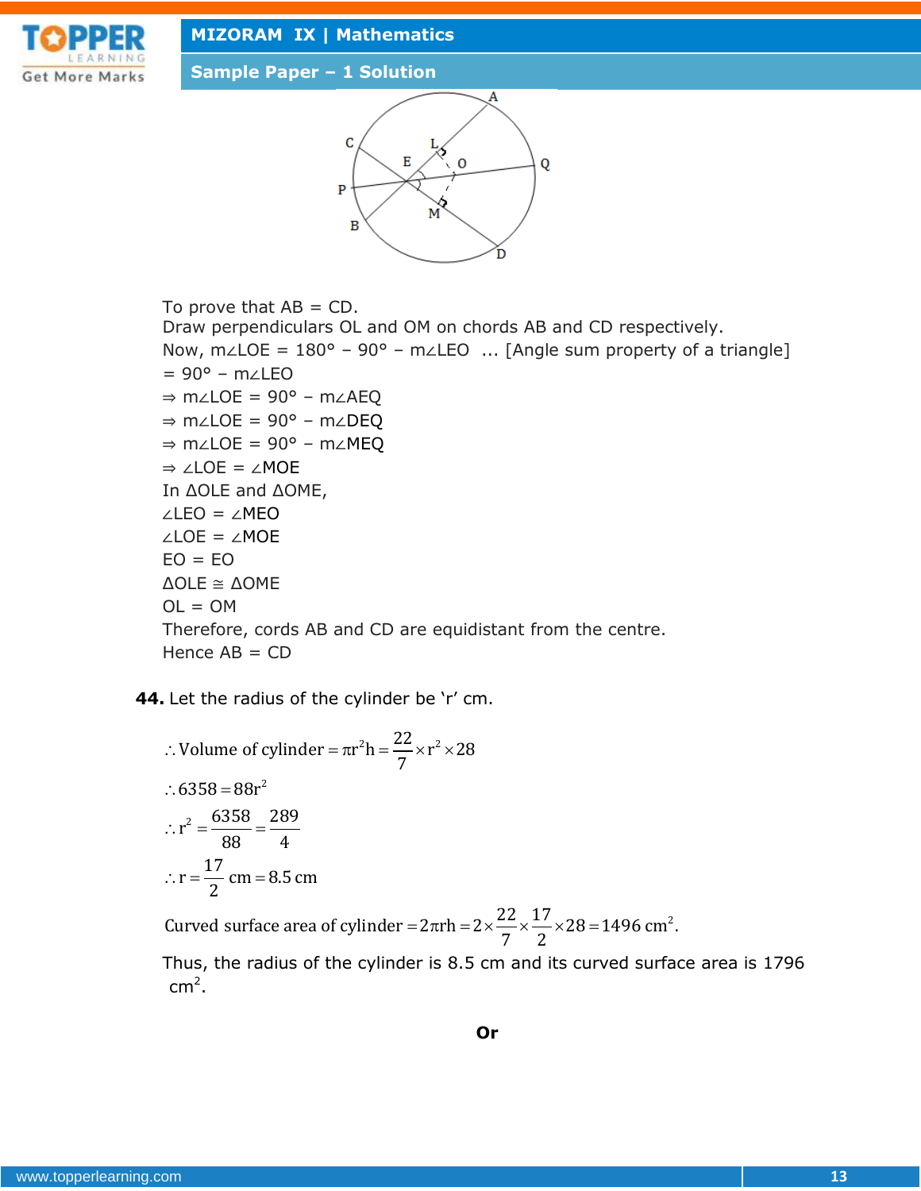To prove that AB = CD.

Draw perpendiculars OL and OM on chords AB and CD respectively.

Now, m∠LOE = 180° – 90° – m∠LEO ... [Angle sum property of a triangle]

= 90° – m∠LEO

⇒ m∠LOE = 90° – m∠AEQ

⇒ m∠LOE = 90° – m∠DEQ

⇒ m∠LOE = 90° – m∠MEQ

⇒ ∠LOE = ∠MOE

In ΔOLE and ΔOME,

∠LEO = ∠MEO

∠LOE = ∠MOE

EO = EO

ΔOLE ≅ ΔOME

OL = OM

Therefore, cords AB and CD are equidistant from the centre.

Hence AB = CD

**44.** Let the radius of the cylinder be 'r' cm.

$$\therefore \text{Volume of cylinder} = \pi r^2 h = \frac{22}{7} \times r^2 \times 28$$

$$\therefore 6358 = 88r^2$$

$$\therefore r^2 = \frac{6358}{88} = \frac{289}{4}$$

$$\therefore r = \frac{17}{2}\text{ cm} = 8.5\text{ cm}$$

$$\text{Curved surface area of cylinder} = 2\pi rh = 2 \times \frac{22}{7} \times \frac{17}{2} \times 28 = 1496\text{ cm}^2.$$

Thus, the radius of the cylinder is 8.5 cm and its curved surface area is 1796 $\text{cm}^2$.

**Or**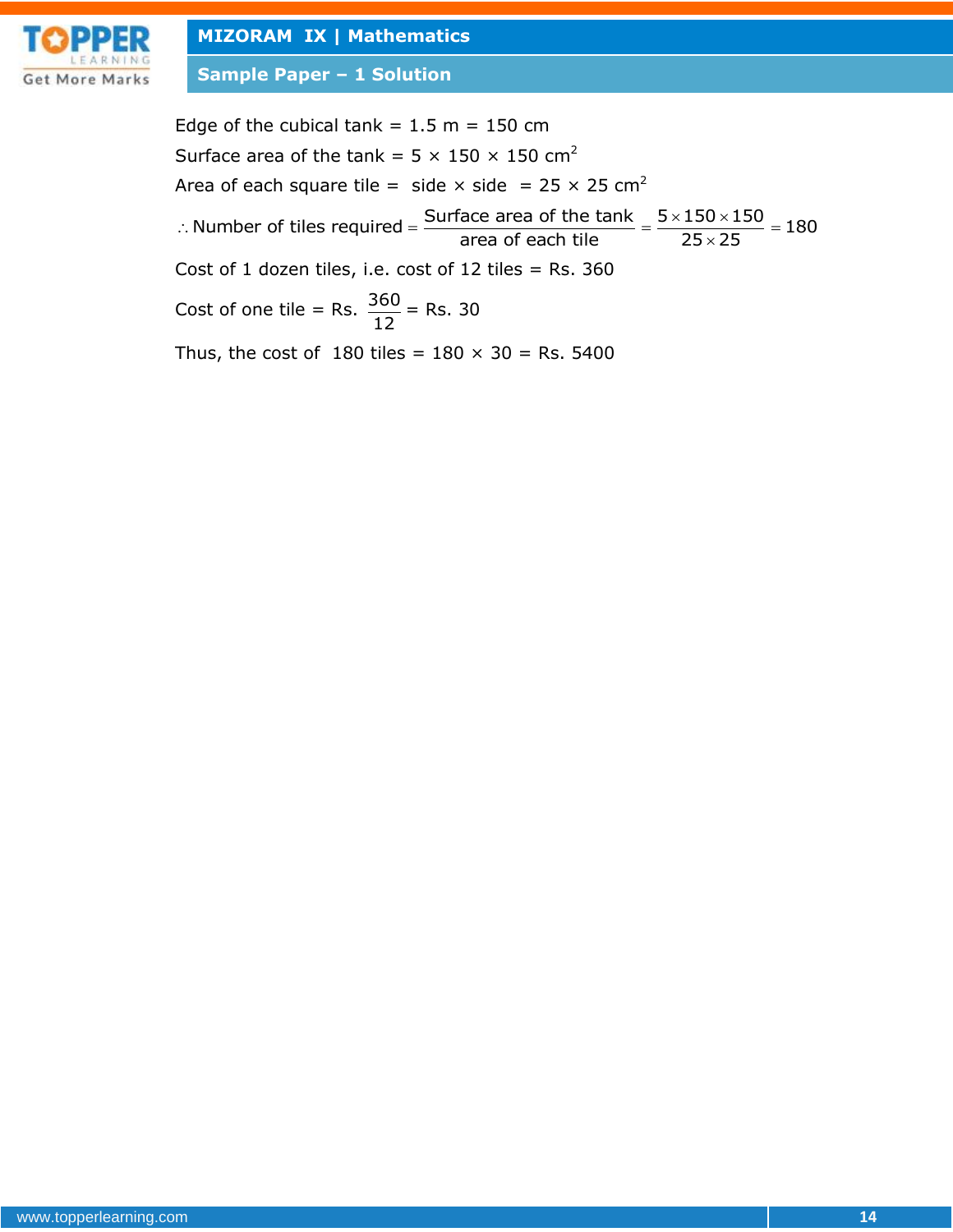Edge of the cubical tank = 1.5 m = 150 cm

Surface area of the tank = $5 \times 150 \times 150 \text{ cm}^2$

Area of each square tile = side × side = $25 \times 25 \text{ cm}^2$

$$\therefore \text{Number of tiles required} = \frac{\text{Surface area of the tank}}{\text{area of each tile}} = \frac{5 \times 150 \times 150}{25 \times 25} = 180$$

Cost of 1 dozen tiles, i.e. cost of 12 tiles = Rs. 360

Cost of one tile = Rs. $\frac{360}{12}$ = Rs. 30

Thus, the cost of 180 tiles = 180 × 30 = Rs. 5400